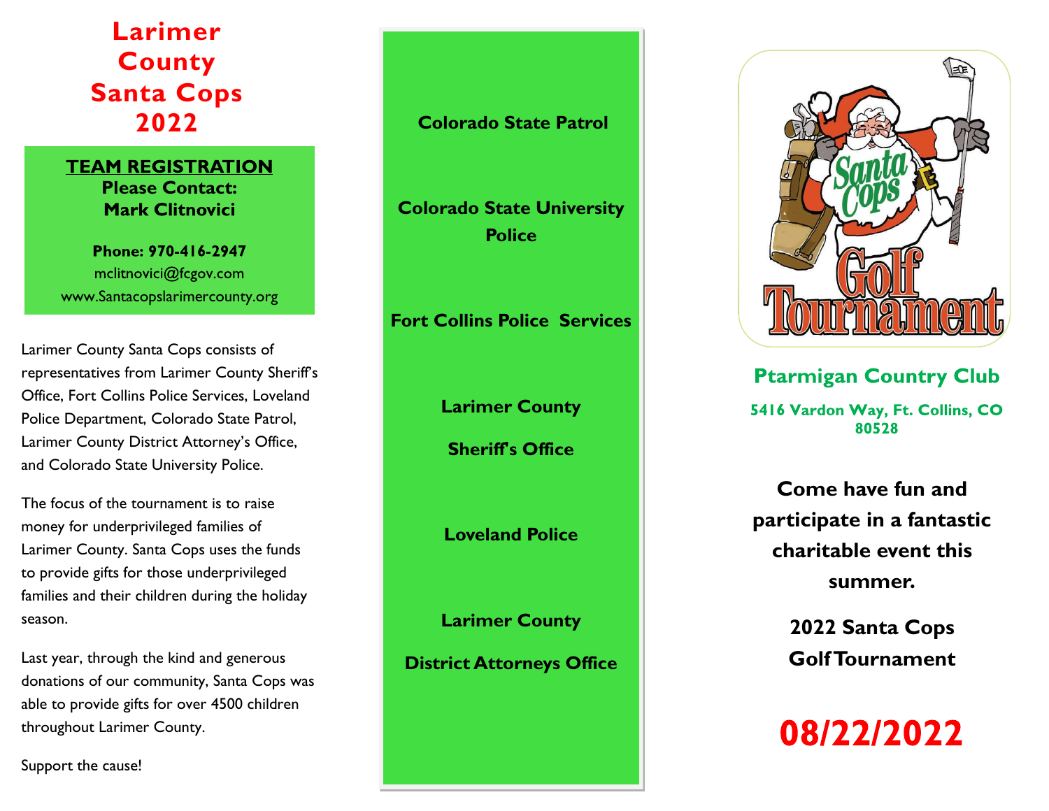# Larimer County Santa Cops 2022

**TEAM REGISTRATION**
**Please Contact:**
**Mark Clitnovici**

**Phone: 970-416-2947**
mclitnovici@fcgov.com
www.Santacopslarimercounty.org

Larimer County Santa Cops consists of representatives from Larimer County Sheriff's Office, Fort Collins Police Services, Loveland Police Department, Colorado State Patrol, Larimer County District Attorney's Office, and Colorado State University Police.

The focus of the tournament is to raise money for underprivileged families of Larimer County. Santa Cops uses the funds to provide gifts for those underprivileged families and their children during the holiday season.

Last year, through the kind and generous donations of our community, Santa Cops was able to provide gifts for over 4500 children throughout Larimer County.

Support the cause!

**Colorado State Patrol**

**Colorado State University Police**

**Fort Collins Police Services**

**Larimer County**

**Sheriff's Office**

**Loveland Police**

**Larimer County**

**District Attorneys Office**

Santa Cops Golf Tournament

## Ptarmigan Country Club

**5416 Vardon Way, Ft. Collins, CO 80528**

**Come have fun and participate in a fantastic charitable event this summer.**

**2022 Santa Cops Golf Tournament**

# 08/22/2022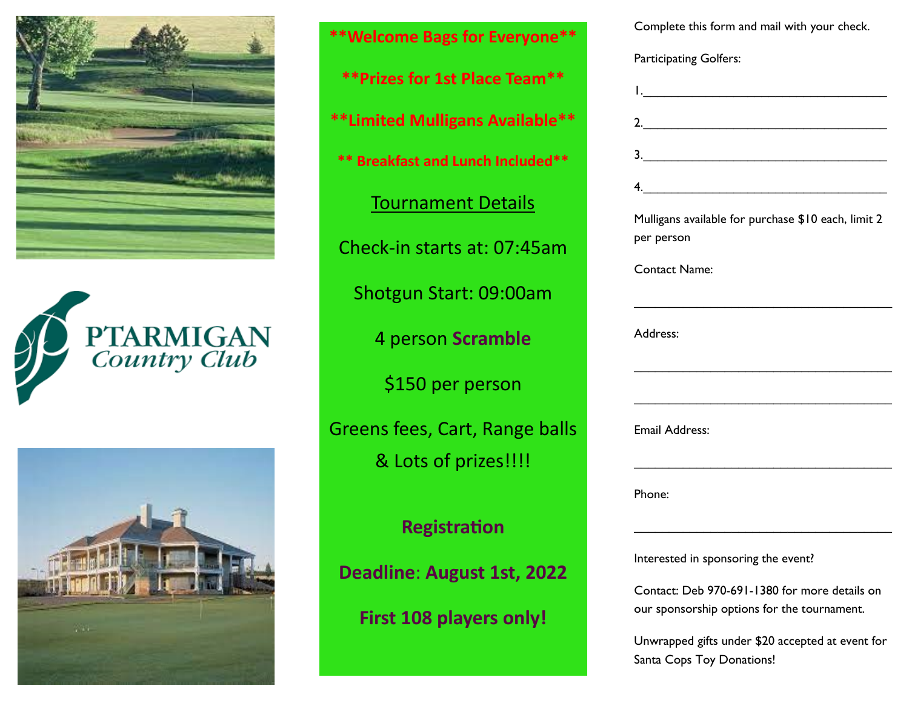PTARMIGAN Country Club

**Welcome Bags for Everyone**

**Prizes for 1st Place Team**

**Limited Mulligans Available**

**Breakfast and Lunch Included**

## Tournament Details

Check-in starts at: 07:45am

Shotgun Start: 09:00am

4 person **Scramble**

$150 per person

Greens fees, Cart, Range balls & Lots of prizes!!!!

**Registration**

**Deadline: August 1st, 2022**

**First 108 players only!**

Complete this form and mail with your check.

Participating Golfers:

1.\_\_\_\_\_\_\_\_\_\_\_\_\_\_\_\_\_\_\_\_\_\_\_\_\_\_\_\_\_\_\_\_\_\_\_\_

2.\_\_\_\_\_\_\_\_\_\_\_\_\_\_\_\_\_\_\_\_\_\_\_\_\_\_\_\_\_\_\_\_\_\_\_\_

3.\_\_\_\_\_\_\_\_\_\_\_\_\_\_\_\_\_\_\_\_\_\_\_\_\_\_\_\_\_\_\_\_\_\_\_\_

4.\_\_\_\_\_\_\_\_\_\_\_\_\_\_\_\_\_\_\_\_\_\_\_\_\_\_\_\_\_\_\_\_\_\_\_\_

Mulligans available for purchase $10 each, limit 2 per person

Contact Name:

\_\_\_\_\_\_\_\_\_\_\_\_\_\_\_\_\_\_\_\_\_\_\_\_\_\_\_\_\_\_\_\_\_\_\_\_

Address:

\_\_\_\_\_\_\_\_\_\_\_\_\_\_\_\_\_\_\_\_\_\_\_\_\_\_\_\_\_\_\_\_\_\_\_\_

\_\_\_\_\_\_\_\_\_\_\_\_\_\_\_\_\_\_\_\_\_\_\_\_\_\_\_\_\_\_\_\_\_\_\_\_

Email Address:

\_\_\_\_\_\_\_\_\_\_\_\_\_\_\_\_\_\_\_\_\_\_\_\_\_\_\_\_\_\_\_\_\_\_\_\_

Phone:

\_\_\_\_\_\_\_\_\_\_\_\_\_\_\_\_\_\_\_\_\_\_\_\_\_\_\_\_\_\_\_\_\_\_\_\_

Interested in sponsoring the event?

Contact: Deb 970-691-1380 for more details on our sponsorship options for the tournament.

Unwrapped gifts under $20 accepted at event for Santa Cops Toy Donations!